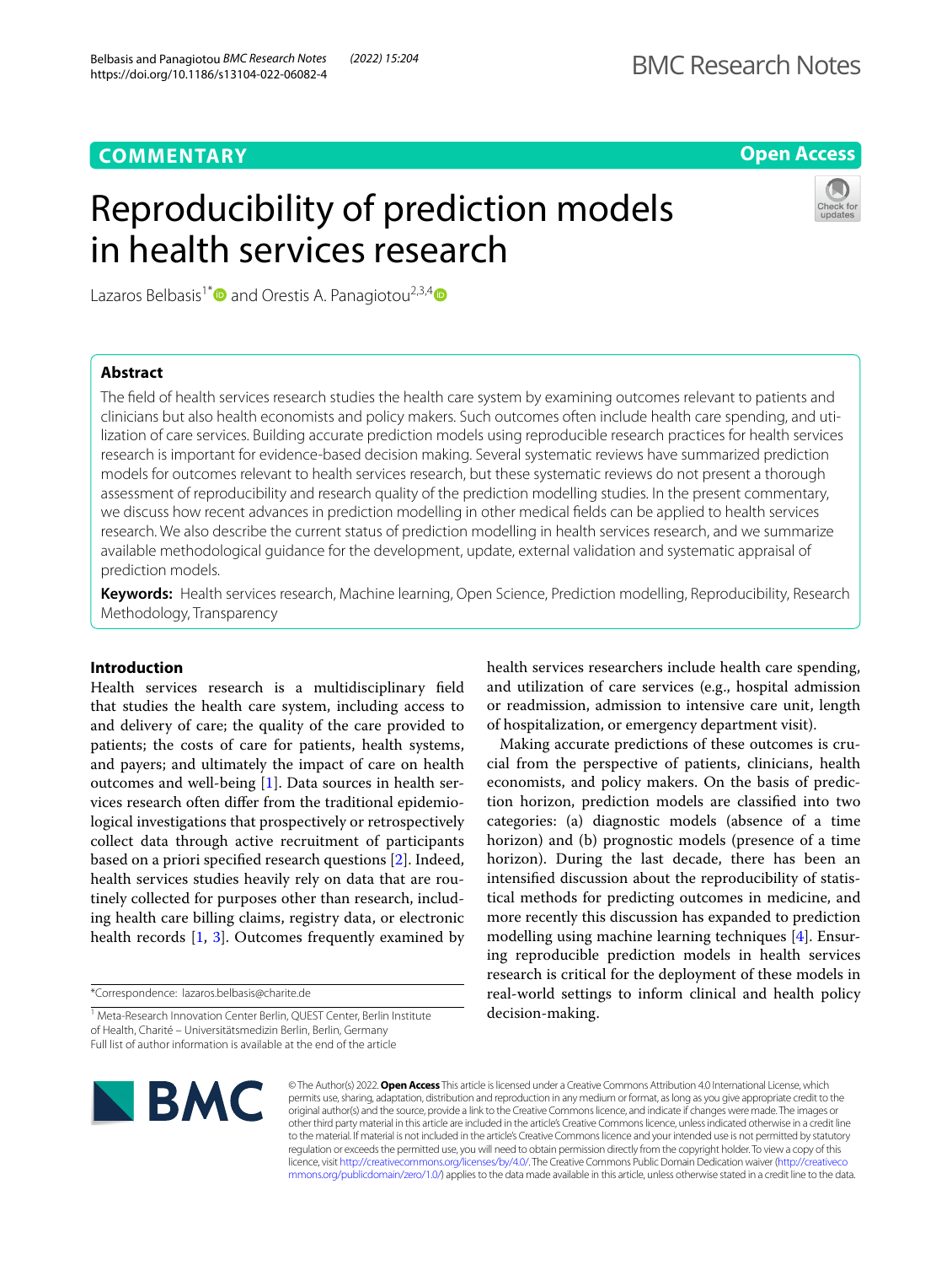COMMENTARY

Open Access

# Reproducibility of prediction models in health services research

Lazaros Belbasis[1*] and Orestis A. Panagiotou[2,3,4]

## Abstract

The field of health services research studies the health care system by examining outcomes relevant to patients and clinicians but also health economists and policy makers. Such outcomes often include health care spending, and utilization of care services. Building accurate prediction models using reproducible research practices for health services research is important for evidence-based decision making. Several systematic reviews have summarized prediction models for outcomes relevant to health services research, but these systematic reviews do not present a thorough assessment of reproducibility and research quality of the prediction modelling studies. In the present commentary, we discuss how recent advances in prediction modelling in other medical fields can be applied to health services research. We also describe the current status of prediction modelling in health services research, and we summarize available methodological guidance for the development, update, external validation and systematic appraisal of prediction models.

**Keywords:** Health services research, Machine learning, Open Science, Prediction modelling, Reproducibility, Research Methodology, Transparency

## Introduction

Health services research is a multidisciplinary field that studies the health care system, including access to and delivery of care; the quality of the care provided to patients; the costs of care for patients, health systems, and payers; and ultimately the impact of care on health outcomes and well-being [1]. Data sources in health services research often differ from the traditional epidemiological investigations that prospectively or retrospectively collect data through active recruitment of participants based on a priori specified research questions [2]. Indeed, health services studies heavily rely on data that are routinely collected for purposes other than research, including health care billing claims, registry data, or electronic health records [1, 3]. Outcomes frequently examined by health services researchers include health care spending, and utilization of care services (e.g., hospital admission or readmission, admission to intensive care unit, length of hospitalization, or emergency department visit).

Making accurate predictions of these outcomes is crucial from the perspective of patients, clinicians, health economists, and policy makers. On the basis of prediction horizon, prediction models are classified into two categories: (a) diagnostic models (absence of a time horizon) and (b) prognostic models (presence of a time horizon). During the last decade, there has been an intensified discussion about the reproducibility of statistical methods for predicting outcomes in medicine, and more recently this discussion has expanded to prediction modelling using machine learning techniques [4]. Ensuring reproducible prediction models in health services research is critical for the deployment of these models in real-world settings to inform clinical and health policy decision-making.

*Correspondence: lazaros.belbasis@charite.de

[1] Meta-Research Innovation Center Berlin, QUEST Center, Berlin Institute of Health, Charité – Universitätsmedizin Berlin, Berlin, Germany

Full list of author information is available at the end of the article

© The Author(s) 2022. **Open Access** This article is licensed under a Creative Commons Attribution 4.0 International License, which permits use, sharing, adaptation, distribution and reproduction in any medium or format, as long as you give appropriate credit to the original author(s) and the source, provide a link to the Creative Commons licence, and indicate if changes were made. The images or other third party material in this article are included in the article's Creative Commons licence, unless indicated otherwise in a credit line to the material. If material is not included in the article's Creative Commons licence and your intended use is not permitted by statutory regulation or exceeds the permitted use, you will need to obtain permission directly from the copyright holder. To view a copy of this licence, visit http://creativecommons.org/licenses/by/4.0/. The Creative Commons Public Domain Dedication waiver (http://creativecommons.org/publicdomain/zero/1.0/) applies to the data made available in this article, unless otherwise stated in a credit line to the data.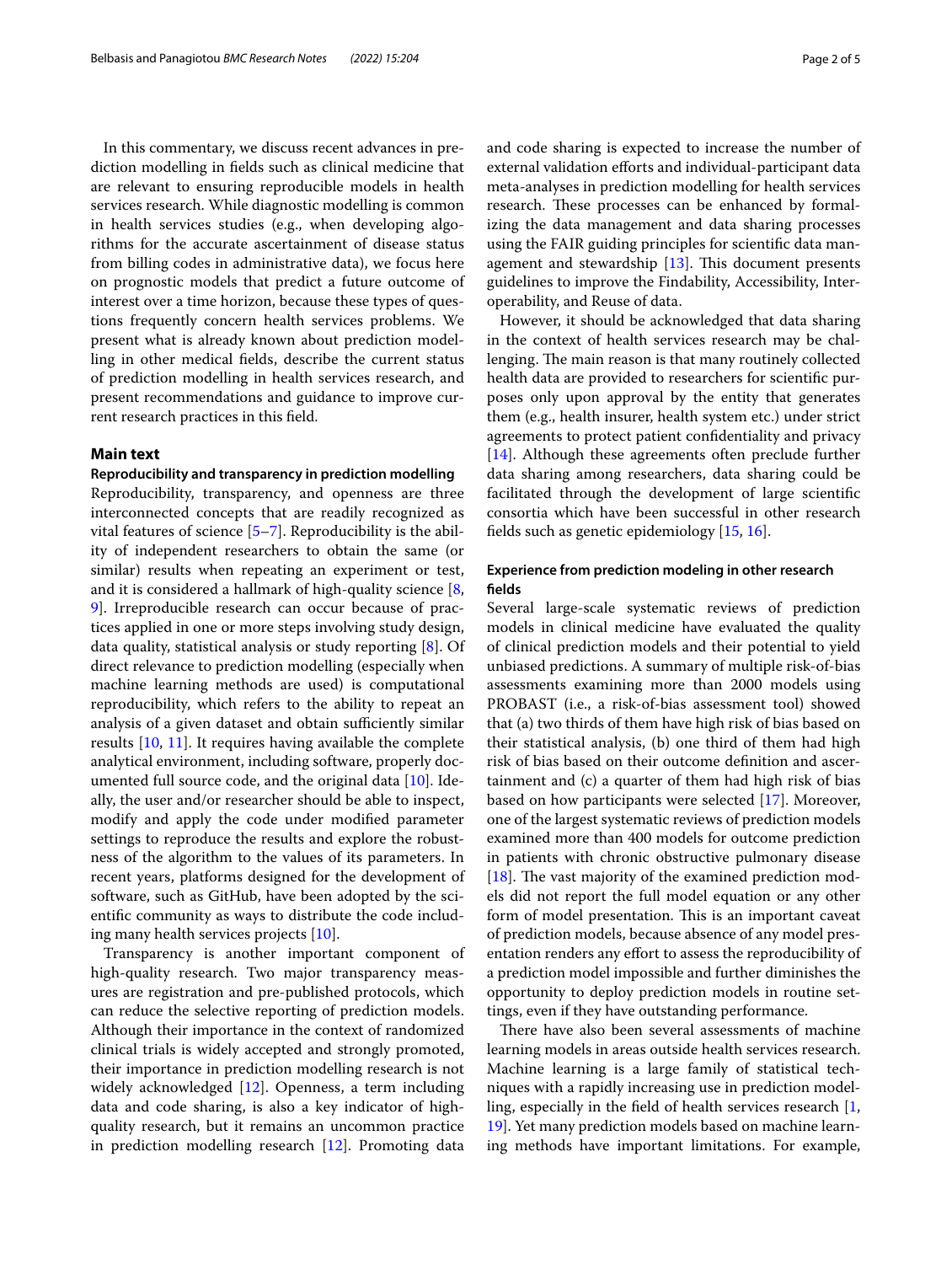In this commentary, we discuss recent advances in prediction modelling in fields such as clinical medicine that are relevant to ensuring reproducible models in health services research. While diagnostic modelling is common in health services studies (e.g., when developing algorithms for the accurate ascertainment of disease status from billing codes in administrative data), we focus here on prognostic models that predict a future outcome of interest over a time horizon, because these types of questions frequently concern health services problems. We present what is already known about prediction modelling in other medical fields, describe the current status of prediction modelling in health services research, and present recommendations and guidance to improve current research practices in this field.

## Main text

### Reproducibility and transparency in prediction modelling

Reproducibility, transparency, and openness are three interconnected concepts that are readily recognized as vital features of science [5–7]. Reproducibility is the ability of independent researchers to obtain the same (or similar) results when repeating an experiment or test, and it is considered a hallmark of high-quality science [8, 9]. Irreproducible research can occur because of practices applied in one or more steps involving study design, data quality, statistical analysis or study reporting [8]. Of direct relevance to prediction modelling (especially when machine learning methods are used) is computational reproducibility, which refers to the ability to repeat an analysis of a given dataset and obtain sufficiently similar results [10, 11]. It requires having available the complete analytical environment, including software, properly documented full source code, and the original data [10]. Ideally, the user and/or researcher should be able to inspect, modify and apply the code under modified parameter settings to reproduce the results and explore the robustness of the algorithm to the values of its parameters. In recent years, platforms designed for the development of software, such as GitHub, have been adopted by the scientific community as ways to distribute the code including many health services projects [10].

Transparency is another important component of high-quality research. Two major transparency measures are registration and pre-published protocols, which can reduce the selective reporting of prediction models. Although their importance in the context of randomized clinical trials is widely accepted and strongly promoted, their importance in prediction modelling research is not widely acknowledged [12]. Openness, a term including data and code sharing, is also a key indicator of high-quality research, but it remains an uncommon practice in prediction modelling research [12]. Promoting data and code sharing is expected to increase the number of external validation efforts and individual-participant data meta-analyses in prediction modelling for health services research. These processes can be enhanced by formalizing the data management and data sharing processes using the FAIR guiding principles for scientific data management and stewardship [13]. This document presents guidelines to improve the Findability, Accessibility, Interoperability, and Reuse of data.

However, it should be acknowledged that data sharing in the context of health services research may be challenging. The main reason is that many routinely collected health data are provided to researchers for scientific purposes only upon approval by the entity that generates them (e.g., health insurer, health system etc.) under strict agreements to protect patient confidentiality and privacy [14]. Although these agreements often preclude further data sharing among researchers, data sharing could be facilitated through the development of large scientific consortia which have been successful in other research fields such as genetic epidemiology [15, 16].

### Experience from prediction modeling in other research fields

Several large-scale systematic reviews of prediction models in clinical medicine have evaluated the quality of clinical prediction models and their potential to yield unbiased predictions. A summary of multiple risk-of-bias assessments examining more than 2000 models using PROBAST (i.e., a risk-of-bias assessment tool) showed that (a) two thirds of them have high risk of bias based on their statistical analysis, (b) one third of them had high risk of bias based on their outcome definition and ascertainment and (c) a quarter of them had high risk of bias based on how participants were selected [17]. Moreover, one of the largest systematic reviews of prediction models examined more than 400 models for outcome prediction in patients with chronic obstructive pulmonary disease [18]. The vast majority of the examined prediction models did not report the full model equation or any other form of model presentation. This is an important caveat of prediction models, because absence of any model presentation renders any effort to assess the reproducibility of a prediction model impossible and further diminishes the opportunity to deploy prediction models in routine settings, even if they have outstanding performance.

There have also been several assessments of machine learning models in areas outside health services research. Machine learning is a large family of statistical techniques with a rapidly increasing use in prediction modelling, especially in the field of health services research [1, 19]. Yet many prediction models based on machine learning methods have important limitations. For example,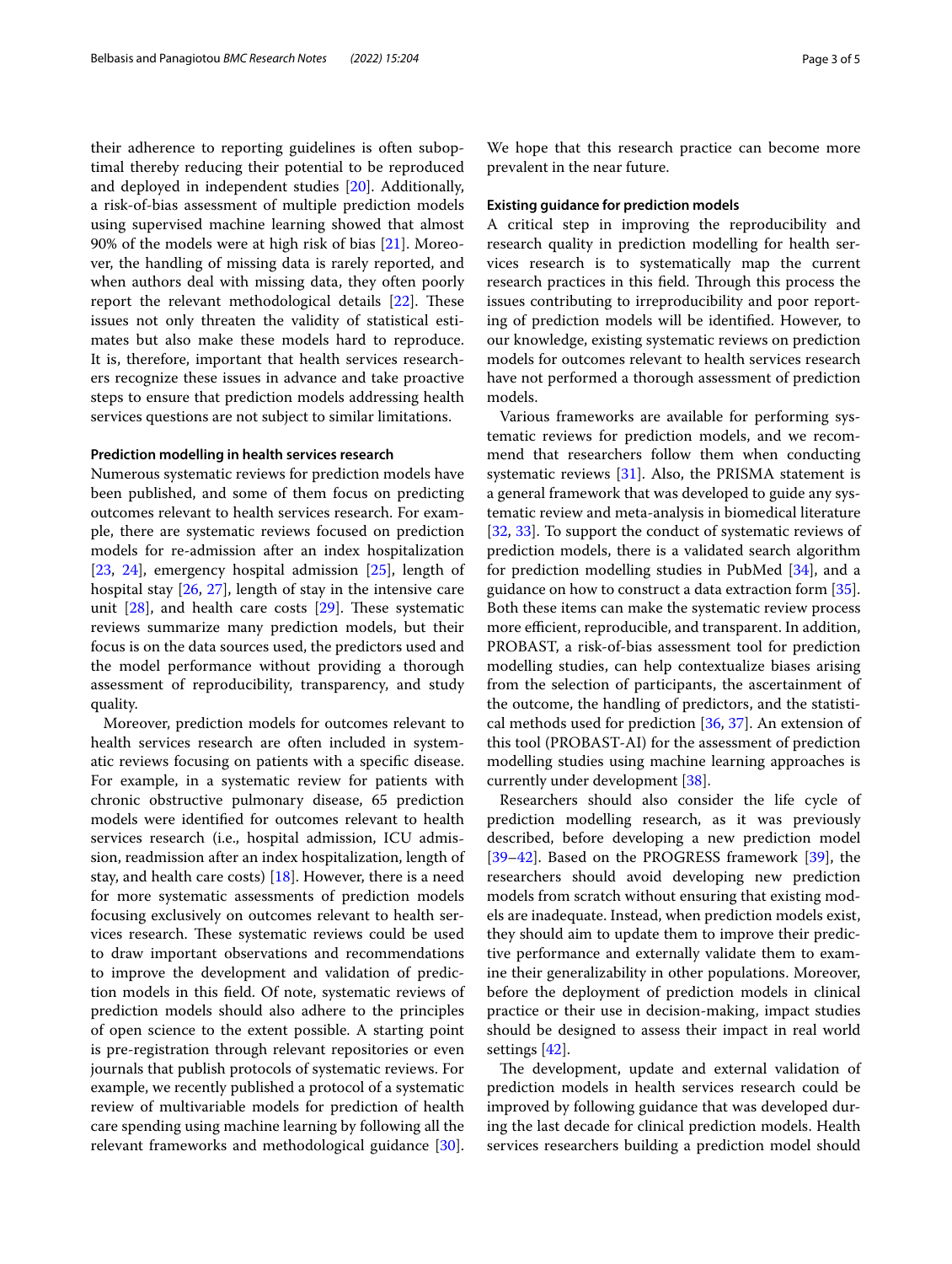their adherence to reporting guidelines is often suboptimal thereby reducing their potential to be reproduced and deployed in independent studies [20]. Additionally, a risk-of-bias assessment of multiple prediction models using supervised machine learning showed that almost 90% of the models were at high risk of bias [21]. Moreover, the handling of missing data is rarely reported, and when authors deal with missing data, they often poorly report the relevant methodological details [22]. These issues not only threaten the validity of statistical estimates but also make these models hard to reproduce. It is, therefore, important that health services researchers recognize these issues in advance and take proactive steps to ensure that prediction models addressing health services questions are not subject to similar limitations.

### Prediction modelling in health services research

Numerous systematic reviews for prediction models have been published, and some of them focus on predicting outcomes relevant to health services research. For example, there are systematic reviews focused on prediction models for re-admission after an index hospitalization [23, 24], emergency hospital admission [25], length of hospital stay [26, 27], length of stay in the intensive care unit [28], and health care costs [29]. These systematic reviews summarize many prediction models, but their focus is on the data sources used, the predictors used and the model performance without providing a thorough assessment of reproducibility, transparency, and study quality.

Moreover, prediction models for outcomes relevant to health services research are often included in systematic reviews focusing on patients with a specific disease. For example, in a systematic review for patients with chronic obstructive pulmonary disease, 65 prediction models were identified for outcomes relevant to health services research (i.e., hospital admission, ICU admission, readmission after an index hospitalization, length of stay, and health care costs) [18]. However, there is a need for more systematic assessments of prediction models focusing exclusively on outcomes relevant to health services research. These systematic reviews could be used to draw important observations and recommendations to improve the development and validation of prediction models in this field. Of note, systematic reviews of prediction models should also adhere to the principles of open science to the extent possible. A starting point is pre-registration through relevant repositories or even journals that publish protocols of systematic reviews. For example, we recently published a protocol of a systematic review of multivariable models for prediction of health care spending using machine learning by following all the relevant frameworks and methodological guidance [30]. We hope that this research practice can become more prevalent in the near future.

### Existing guidance for prediction models

A critical step in improving the reproducibility and research quality in prediction modelling for health services research is to systematically map the current research practices in this field. Through this process the issues contributing to irreproducibility and poor reporting of prediction models will be identified. However, to our knowledge, existing systematic reviews on prediction models for outcomes relevant to health services research have not performed a thorough assessment of prediction models.

Various frameworks are available for performing systematic reviews for prediction models, and we recommend that researchers follow them when conducting systematic reviews [31]. Also, the PRISMA statement is a general framework that was developed to guide any systematic review and meta-analysis in biomedical literature [32, 33]. To support the conduct of systematic reviews of prediction models, there is a validated search algorithm for prediction modelling studies in PubMed [34], and a guidance on how to construct a data extraction form [35]. Both these items can make the systematic review process more efficient, reproducible, and transparent. In addition, PROBAST, a risk-of-bias assessment tool for prediction modelling studies, can help contextualize biases arising from the selection of participants, the ascertainment of the outcome, the handling of predictors, and the statistical methods used for prediction [36, 37]. An extension of this tool (PROBAST-AI) for the assessment of prediction modelling studies using machine learning approaches is currently under development [38].

Researchers should also consider the life cycle of prediction modelling research, as it was previously described, before developing a new prediction model [39–42]. Based on the PROGRESS framework [39], the researchers should avoid developing new prediction models from scratch without ensuring that existing models are inadequate. Instead, when prediction models exist, they should aim to update them to improve their predictive performance and externally validate them to examine their generalizability in other populations. Moreover, before the deployment of prediction models in clinical practice or their use in decision-making, impact studies should be designed to assess their impact in real world settings [42].

The development, update and external validation of prediction models in health services research could be improved by following guidance that was developed during the last decade for clinical prediction models. Health services researchers building a prediction model should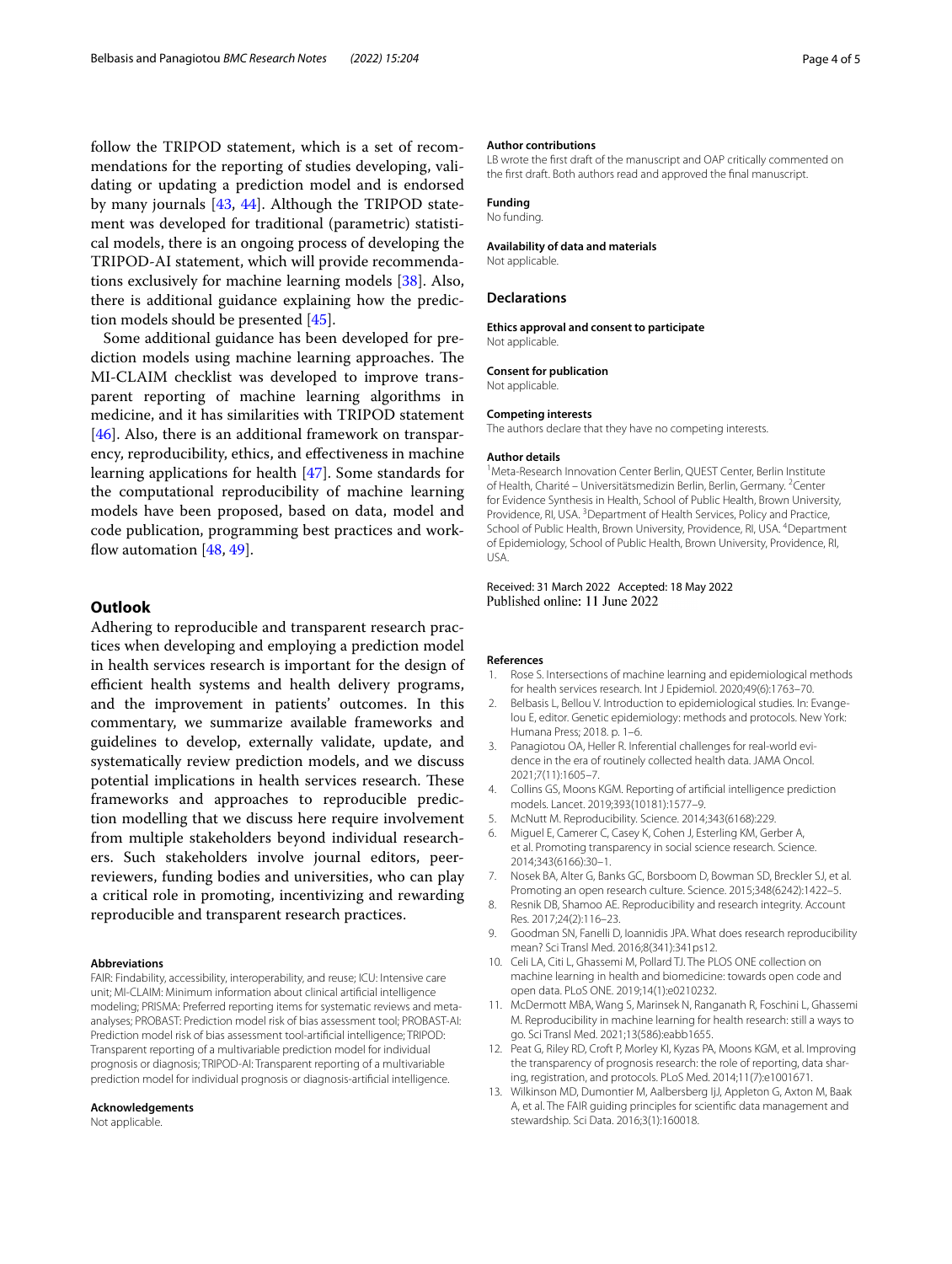follow the TRIPOD statement, which is a set of recommendations for the reporting of studies developing, validating or updating a prediction model and is endorsed by many journals [43, 44]. Although the TRIPOD statement was developed for traditional (parametric) statistical models, there is an ongoing process of developing the TRIPOD-AI statement, which will provide recommendations exclusively for machine learning models [38]. Also, there is additional guidance explaining how the prediction models should be presented [45].

Some additional guidance has been developed for prediction models using machine learning approaches. The MI-CLAIM checklist was developed to improve transparent reporting of machine learning algorithms in medicine, and it has similarities with TRIPOD statement [46]. Also, there is an additional framework on transparency, reproducibility, ethics, and effectiveness in machine learning applications for health [47]. Some standards for the computational reproducibility of machine learning models have been proposed, based on data, model and code publication, programming best practices and workflow automation [48, 49].

## Outlook

Adhering to reproducible and transparent research practices when developing and employing a prediction model in health services research is important for the design of efficient health systems and health delivery programs, and the improvement in patients' outcomes. In this commentary, we summarize available frameworks and guidelines to develop, externally validate, update, and systematically review prediction models, and we discuss potential implications in health services research. These frameworks and approaches to reproducible prediction modelling that we discuss here require involvement from multiple stakeholders beyond individual researchers. Such stakeholders involve journal editors, peer-reviewers, funding bodies and universities, who can play a critical role in promoting, incentivizing and rewarding reproducible and transparent research practices.

#### Abbreviations

FAIR: Findability, accessibility, interoperability, and reuse; ICU: Intensive care unit; MI-CLAIM: Minimum information about clinical artificial intelligence modeling; PRISMA: Preferred reporting items for systematic reviews and meta-analyses; PROBAST: Prediction model risk of bias assessment tool; PROBAST-AI: Prediction model risk of bias assessment tool-artificial intelligence; TRIPOD: Transparent reporting of a multivariable prediction model for individual prognosis or diagnosis; TRIPOD-AI: Transparent reporting of a multivariable prediction model for individual prognosis or diagnosis-artificial intelligence.

#### Acknowledgements

Not applicable.

#### Author contributions

LB wrote the first draft of the manuscript and OAP critically commented on the first draft. Both authors read and approved the final manuscript.

#### Funding

No funding.

#### Availability of data and materials

Not applicable.

### Declarations

#### Ethics approval and consent to participate

Not applicable.

#### Consent for publication

Not applicable.

#### Competing interests

The authors declare that they have no competing interests.

#### Author details

[1]Meta-Research Innovation Center Berlin, QUEST Center, Berlin Institute of Health, Charité – Universitätsmedizin Berlin, Berlin, Germany. [2]Center for Evidence Synthesis in Health, School of Public Health, Brown University, Providence, RI, USA. [3]Department of Health Services, Policy and Practice, School of Public Health, Brown University, Providence, RI, USA. [4]Department of Epidemiology, School of Public Health, Brown University, Providence, RI, USA.

Received: 31 March 2022 Accepted: 18 May 2022
Published online: 11 June 2022

#### References

1. Rose S. Intersections of machine learning and epidemiological methods for health services research. Int J Epidemiol. 2020;49(6):1763–70.
2. Belbasis L, Bellou V. Introduction to epidemiological studies. In: Evangelou E, editor. Genetic epidemiology: methods and protocols. New York: Humana Press; 2018. p. 1–6.
3. Panagiotou OA, Heller R. Inferential challenges for real-world evidence in the era of routinely collected health data. JAMA Oncol. 2021;7(11):1605–7.
4. Collins GS, Moons KGM. Reporting of artificial intelligence prediction models. Lancet. 2019;393(10181):1577–9.
5. McNutt M. Reproducibility. Science. 2014;343(6168):229.
6. Miguel E, Camerer C, Casey K, Cohen J, Esterling KM, Gerber A, et al. Promoting transparency in social science research. Science. 2014;343(6166):30–1.
7. Nosek BA, Alter G, Banks GC, Borsboom D, Bowman SD, Breckler SJ, et al. Promoting an open research culture. Science. 2015;348(6242):1422–5.
8. Resnik DB, Shamoo AE. Reproducibility and research integrity. Account Res. 2017;24(2):116–23.
9. Goodman SN, Fanelli D, Ioannidis JPA. What does research reproducibility mean? Sci Transl Med. 2016;8(341):341ps12.
10. Celi LA, Citi L, Ghassemi M, Pollard TJ. The PLOS ONE collection on machine learning in health and biomedicine: towards open code and open data. PLoS ONE. 2019;14(1):e0210232.
11. McDermott MBA, Wang S, Marinsek N, Ranganath R, Foschini L, Ghassemi M. Reproducibility in machine learning for health research: still a ways to go. Sci Transl Med. 2021;13(586):eabb1655.
12. Peat G, Riley RD, Croft P, Morley KI, Kyzas PA, Moons KGM, et al. Improving the transparency of prognosis research: the role of reporting, data sharing, registration, and protocols. PLoS Med. 2014;11(7):e1001671.
13. Wilkinson MD, Dumontier M, Aalbersberg IjJ, Appleton G, Axton M, Baak A, et al. The FAIR guiding principles for scientific data management and stewardship. Sci Data. 2016;3(1):160018.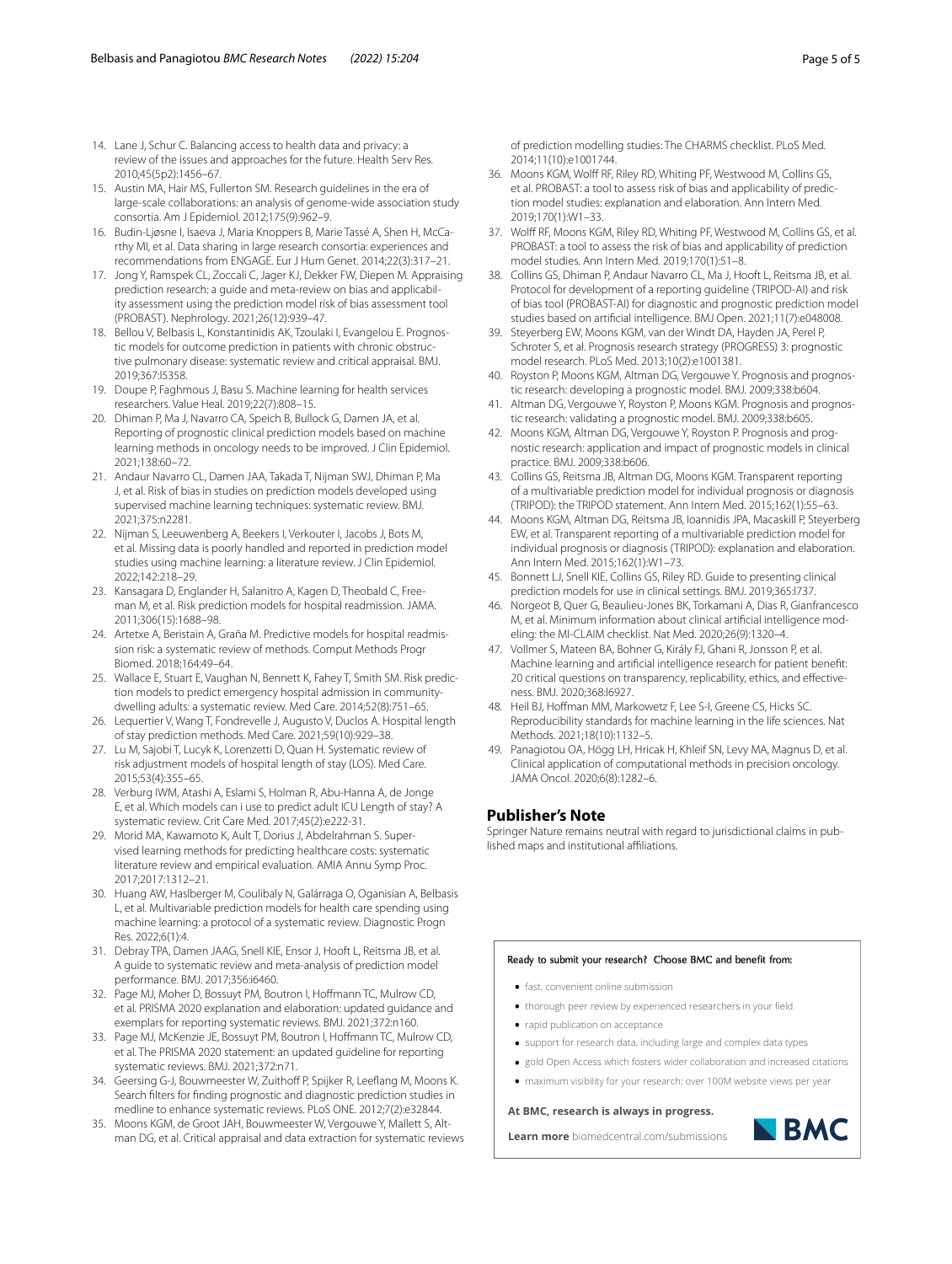14. Lane J, Schur C. Balancing access to health data and privacy: a review of the issues and approaches for the future. Health Serv Res. 2010;45(5p2):1456–67.
15. Austin MA, Hair MS, Fullerton SM. Research guidelines in the era of large-scale collaborations: an analysis of genome-wide association study consortia. Am J Epidemiol. 2012;175(9):962–9.
16. Budin-Ljøsne I, Isaeva J, Maria Knoppers B, Marie Tassé A, Shen H, McCarthy MI, et al. Data sharing in large research consortia: experiences and recommendations from ENGAGE. Eur J Hum Genet. 2014;22(3):317–21.
17. Jong Y, Ramspek CL, Zoccali C, Jager KJ, Dekker FW, Diepen M. Appraising prediction research: a guide and meta-review on bias and applicability assessment using the prediction model risk of bias assessment tool (PROBAST). Nephrology. 2021;26(12):939–47.
18. Bellou V, Belbasis L, Konstantinidis AK, Tzoulaki I, Evangelou E. Prognostic models for outcome prediction in patients with chronic obstructive pulmonary disease: systematic review and critical appraisal. BMJ. 2019;367:l5358.
19. Doupe P, Faghmous J, Basu S. Machine learning for health services researchers. Value Heal. 2019;22(7):808–15.
20. Dhiman P, Ma J, Navarro CA, Speich B, Bullock G, Damen JA, et al. Reporting of prognostic clinical prediction models based on machine learning methods in oncology needs to be improved. J Clin Epidemiol. 2021;138:60–72.
21. Andaur Navarro CL, Damen JAA, Takada T, Nijman SWJ, Dhiman P, Ma J, et al. Risk of bias in studies on prediction models developed using supervised machine learning techniques: systematic review. BMJ. 2021;375:n2281.
22. Nijman S, Leeuwenberg A, Beekers I, Verkouter I, Jacobs J, Bots M, et al. Missing data is poorly handled and reported in prediction model studies using machine learning: a literature review. J Clin Epidemiol. 2022;142:218–29.
23. Kansagara D, Englander H, Salanitro A, Kagen D, Theobald C, Freeman M, et al. Risk prediction models for hospital readmission. JAMA. 2011;306(15):1688–98.
24. Artetxe A, Beristain A, Graña M. Predictive models for hospital readmission risk: a systematic review of methods. Comput Methods Progr Biomed. 2018;164:49–64.
25. Wallace E, Stuart E, Vaughan N, Bennett K, Fahey T, Smith SM. Risk prediction models to predict emergency hospital admission in community-dwelling adults: a systematic review. Med Care. 2014;52(8):751–65.
26. Lequertier V, Wang T, Fondrevelle J, Augusto V, Duclos A. Hospital length of stay prediction methods. Med Care. 2021;59(10):929–38.
27. Lu M, Sajobi T, Lucyk K, Lorenzetti D, Quan H. Systematic review of risk adjustment models of hospital length of stay (LOS). Med Care. 2015;53(4):355–65.
28. Verburg IWM, Atashi A, Eslami S, Holman R, Abu-Hanna A, de Jonge E, et al. Which models can i use to predict adult ICU Length of stay? A systematic review. Crit Care Med. 2017;45(2):e222-31.
29. Morid MA, Kawamoto K, Ault T, Dorius J, Abdelrahman S. Supervised learning methods for predicting healthcare costs: systematic literature review and empirical evaluation. AMIA Annu Symp Proc. 2017;2017:1312–21.
30. Huang AW, Haslberger M, Coulibaly N, Galárraga O, Oganisian A, Belbasis L, et al. Multivariable prediction models for health care spending using machine learning: a protocol of a systematic review. Diagnostic Progn Res. 2022;6(1):4.
31. Debray TPA, Damen JAAG, Snell KIE, Ensor J, Hooft L, Reitsma JB, et al. A guide to systematic review and meta-analysis of prediction model performance. BMJ. 2017;356:i6460.
32. Page MJ, Moher D, Bossuyt PM, Boutron I, Hoffmann TC, Mulrow CD, et al. PRISMA 2020 explanation and elaboration: updated guidance and exemplars for reporting systematic reviews. BMJ. 2021;372:n160.
33. Page MJ, McKenzie JE, Bossuyt PM, Boutron I, Hoffmann TC, Mulrow CD, et al. The PRISMA 2020 statement: an updated guideline for reporting systematic reviews. BMJ. 2021;372:n71.
34. Geersing G-J, Bouwmeester W, Zuithoff P, Spijker R, Leeflang M, Moons K. Search filters for finding prognostic and diagnostic prediction studies in medline to enhance systematic reviews. PLoS ONE. 2012;7(2):e32844.
35. Moons KGM, de Groot JAH, Bouwmeester W, Vergouwe Y, Mallett S, Altman DG, et al. Critical appraisal and data extraction for systematic reviews of prediction modelling studies: The CHARMS checklist. PLoS Med. 2014;11(10):e1001744.
36. Moons KGM, Wolff RF, Riley RD, Whiting PF, Westwood M, Collins GS, et al. PROBAST: a tool to assess risk of bias and applicability of prediction model studies: explanation and elaboration. Ann Intern Med. 2019;170(1):W1–33.
37. Wolff RF, Moons KGM, Riley RD, Whiting PF, Westwood M, Collins GS, et al. PROBAST: a tool to assess the risk of bias and applicability of prediction model studies. Ann Intern Med. 2019;170(1):51–8.
38. Collins GS, Dhiman P, Andaur Navarro CL, Ma J, Hooft L, Reitsma JB, et al. Protocol for development of a reporting guideline (TRIPOD-AI) and risk of bias tool (PROBAST-AI) for diagnostic and prognostic prediction model studies based on artificial intelligence. BMJ Open. 2021;11(7):e048008.
39. Steyerberg EW, Moons KGM, van der Windt DA, Hayden JA, Perel P, Schroter S, et al. Prognosis research strategy (PROGRESS) 3: prognostic model research. PLoS Med. 2013;10(2):e1001381.
40. Royston P, Moons KGM, Altman DG, Vergouwe Y. Prognosis and prognostic research: developing a prognostic model. BMJ. 2009;338:b604.
41. Altman DG, Vergouwe Y, Royston P, Moons KGM. Prognosis and prognostic research: validating a prognostic model. BMJ. 2009;338:b605.
42. Moons KGM, Altman DG, Vergouwe Y, Royston P. Prognosis and prognostic research: application and impact of prognostic models in clinical practice. BMJ. 2009;338:b606.
43. Collins GS, Reitsma JB, Altman DG, Moons KGM. Transparent reporting of a multivariable prediction model for individual prognosis or diagnosis (TRIPOD): the TRIPOD statement. Ann Intern Med. 2015;162(1):55–63.
44. Moons KGM, Altman DG, Reitsma JB, Ioannidis JPA, Macaskill P, Steyerberg EW, et al. Transparent reporting of a multivariable prediction model for individual prognosis or diagnosis (TRIPOD): explanation and elaboration. Ann Intern Med. 2015;162(1):W1–73.
45. Bonnett LJ, Snell KIE, Collins GS, Riley RD. Guide to presenting clinical prediction models for use in clinical settings. BMJ. 2019;365:l737.
46. Norgeot B, Quer G, Beaulieu-Jones BK, Torkamani A, Dias R, Gianfrancesco M, et al. Minimum information about clinical artificial intelligence modeling: the MI-CLAIM checklist. Nat Med. 2020;26(9):1320–4.
47. Vollmer S, Mateen BA, Bohner G, Király FJ, Ghani R, Jonsson P, et al. Machine learning and artificial intelligence research for patient benefit: 20 critical questions on transparency, replicability, ethics, and effectiveness. BMJ. 2020;368:l6927.
48. Heil BJ, Hoffman MM, Markowetz F, Lee S-I, Greene CS, Hicks SC. Reproducibility standards for machine learning in the life sciences. Nat Methods. 2021;18(10):1132–5.
49. Panagiotou OA, Högg LH, Hricak H, Khleif SN, Levy MA, Magnus D, et al. Clinical application of computational methods in precision oncology. JAMA Oncol. 2020;6(8):1282–6.

## Publisher's Note

Springer Nature remains neutral with regard to jurisdictional claims in published maps and institutional affiliations.

Ready to submit your research? Choose BMC and benefit from:

- fast, convenient online submission
- thorough peer review by experienced researchers in your field
- rapid publication on acceptance
- support for research data, including large and complex data types
- gold Open Access which fosters wider collaboration and increased citations
- maximum visibility for your research: over 100M website views per year

**At BMC, research is always in progress.**

**Learn more** biomedcentral.com/submissions

BMC